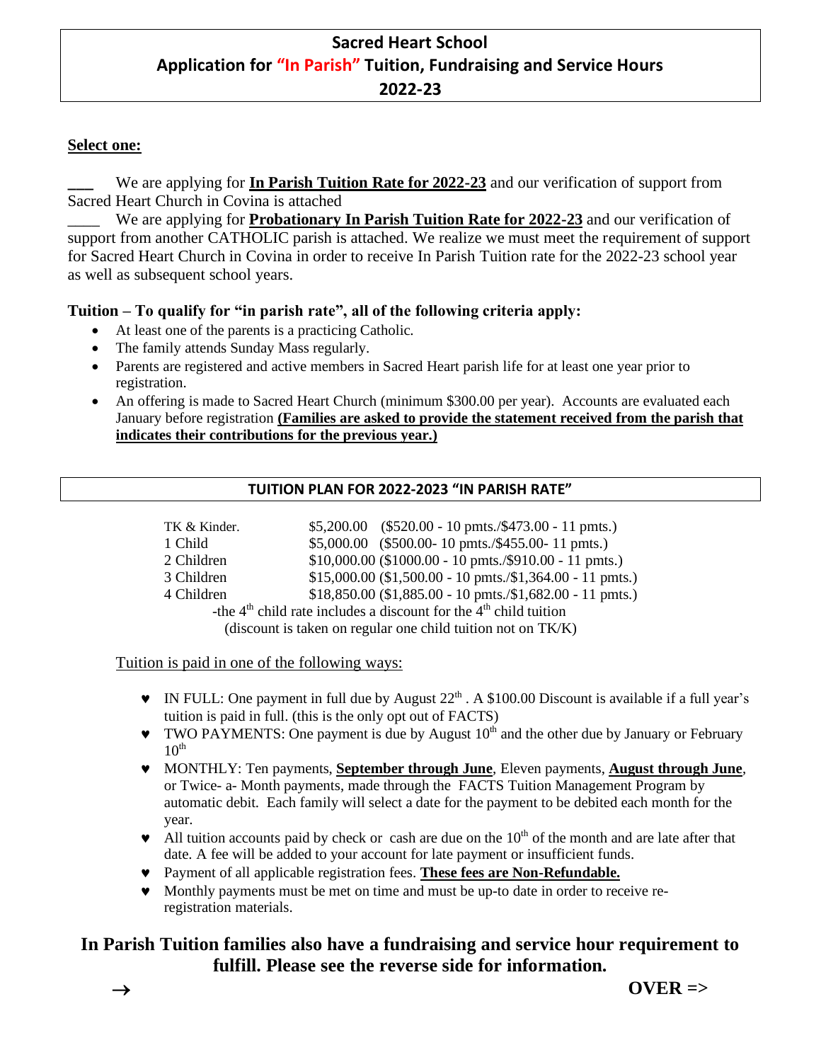# Sacred Heart School
## Application for "In Parish" Tuition, Fundraising and Service Hours
## 2022-23

**Select one:**

___ We are applying for **In Parish Tuition Rate for 2022-23** and our verification of support from Sacred Heart Church in Covina is attached

____ We are applying for **Probationary In Parish Tuition Rate for 2022-23** and our verification of support from another CATHOLIC parish is attached. We realize we must meet the requirement of support for Sacred Heart Church in Covina in order to receive In Parish Tuition rate for the 2022-23 school year as well as subsequent school years.

**Tuition – To qualify for "in parish rate", all of the following criteria apply:**

- At least one of the parents is a practicing Catholic.
- The family attends Sunday Mass regularly.
- Parents are registered and active members in Sacred Heart parish life for at least one year prior to registration.
- An offering is made to Sacred Heart Church (minimum $300.00 per year). Accounts are evaluated each January before registration **(Families are asked to provide the statement received from the parish that indicates their contributions for the previous year.)**

**TUITION PLAN FOR 2022-2023 "IN PARISH RATE"**

| | |
|---|---|
| TK & Kinder. | $5,200.00 ($520.00 - 10 pmts./$473.00 - 11 pmts.) |
| 1 Child | $5,000.00 ($500.00- 10 pmts./$455.00- 11 pmts.) |
| 2 Children | $10,000.00 ($1000.00 - 10 pmts./$910.00 - 11 pmts.) |
| 3 Children | $15,000.00 ($1,500.00 - 10 pmts./$1,364.00 - 11 pmts.) |
| 4 Children | $18,850.00 ($1,885.00 - 10 pmts./$1,682.00 - 11 pmts.) |

-the 4th child rate includes a discount for the 4th child tuition (discount is taken on regular one child tuition not on TK/K)

Tuition is paid in one of the following ways:

- IN FULL: One payment in full due by August 22nd . A $100.00 Discount is available if a full year's tuition is paid in full. (this is the only opt out of FACTS)
- TWO PAYMENTS: One payment is due by August 10th and the other due by January or February 10th
- MONTHLY: Ten payments, **September through June**, Eleven payments, **August through June**, or Twice- a- Month payments, made through the FACTS Tuition Management Program by automatic debit. Each family will select a date for the payment to be debited each month for the year.
- All tuition accounts paid by check or cash are due on the 10th of the month and are late after that date. A fee will be added to your account for late payment or insufficient funds.
- Payment of all applicable registration fees. **These fees are Non-Refundable.**
- Monthly payments must be met on time and must be up-to date in order to receive re-registration materials.

**In Parish Tuition families also have a fundraising and service hour requirement to fulfill. Please see the reverse side for information.**

→ **OVER =>**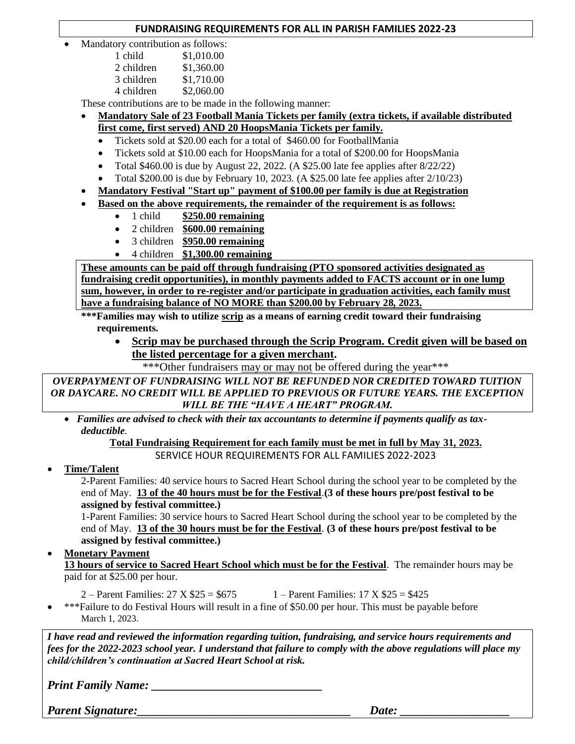## FUNDRAISING REQUIREMENTS FOR ALL IN PARISH FAMILIES 2022-23

- Mandatory contribution as follows:

| | |
|---|---|
| 1 child | $1,010.00 |
| 2 children | $1,360.00 |
| 3 children | $1,710.00 |
| 4 children | $2,060.00 |

These contributions are to be made in the following manner:

- **Mandatory Sale of 23 Football Mania Tickets per family (extra tickets, if available distributed first come, first served) AND 20 HoopsMania Tickets per family.**
  - Tickets sold at $20.00 each for a total of $460.00 for FootballMania
  - Tickets sold at $10.00 each for HoopsMania for a total of $200.00 for HoopsMania
  - Total $460.00 is due by August 22, 2022. (A $25.00 late fee applies after 8/22/22)
  - Total $200.00 is due by February 10, 2023. (A $25.00 late fee applies after 2/10/23)
- **Mandatory Festival "Start up" payment of $100.00 per family is due at Registration**
- **Based on the above requirements, the remainder of the requirement is as follows:**
  - 1 child **$250.00 remaining**
  - 2 children **$600.00 remaining**
  - 3 children **$950.00 remaining**
  - 4 children **$1,300.00 remaining**

**These amounts can be paid off through fundraising (PTO sponsored activities designated as fundraising credit opportunities), in monthly payments added to FACTS account or in one lump sum, however, in order to re-register and/or participate in graduation activities, each family must have a fundraising balance of NO MORE than $200.00 by February 28, 2023.**

**\*\*\*Families may wish to utilize scrip as a means of earning credit toward their fundraising requirements.**

- **Scrip may be purchased through the Scrip Program. Credit given will be based on the listed percentage for a given merchant.**

\*\*\*Other fundraisers may or may not be offered during the year\*\*\*

***OVERPAYMENT OF FUNDRAISING WILL NOT BE REFUNDED NOR CREDITED TOWARD TUITION OR DAYCARE. NO CREDIT WILL BE APPLIED TO PREVIOUS OR FUTURE YEARS. THE EXCEPTION WILL BE THE "HAVE A HEART" PROGRAM.***

- *Families are advised to check with their tax accountants to determine if payments qualify as tax-deductible.*

**Total Fundraising Requirement for each family must be met in full by May 31, 2023.**

## SERVICE HOUR REQUIREMENTS FOR ALL FAMILIES 2022-2023

- **Time/Talent**

  2-Parent Families: 40 service hours to Sacred Heart School during the school year to be completed by the end of May. **13 of the 40 hours must be for the Festival.(3 of these hours pre/post festival to be assigned by festival committee.)**

  1-Parent Families: 30 service hours to Sacred Heart School during the school year to be completed by the end of May. **13 of the 30 hours must be for the Festival. (3 of these hours pre/post festival to be assigned by festival committee.)**

- **Monetary Payment**

  **13 hours of service to Sacred Heart School which must be for the Festival**. The remainder hours may be paid for at $25.00 per hour.

  2 – Parent Families: 27 X $25 = $675 &nbsp;&nbsp;&nbsp; 1 – Parent Families: 17 X $25 = $425

- \*\*\*Failure to do Festival Hours will result in a fine of $50.00 per hour. This must be payable before March 1, 2023.

***I have read and reviewed the information regarding tuition, fundraising, and service hours requirements and fees for the 2022-2023 school year. I understand that failure to comply with the above regulations will place my child/children's continuation at Sacred Heart School at risk.***

***Print Family Name: ___________________________***

***Parent Signature:___________________________________ Date: __________________***